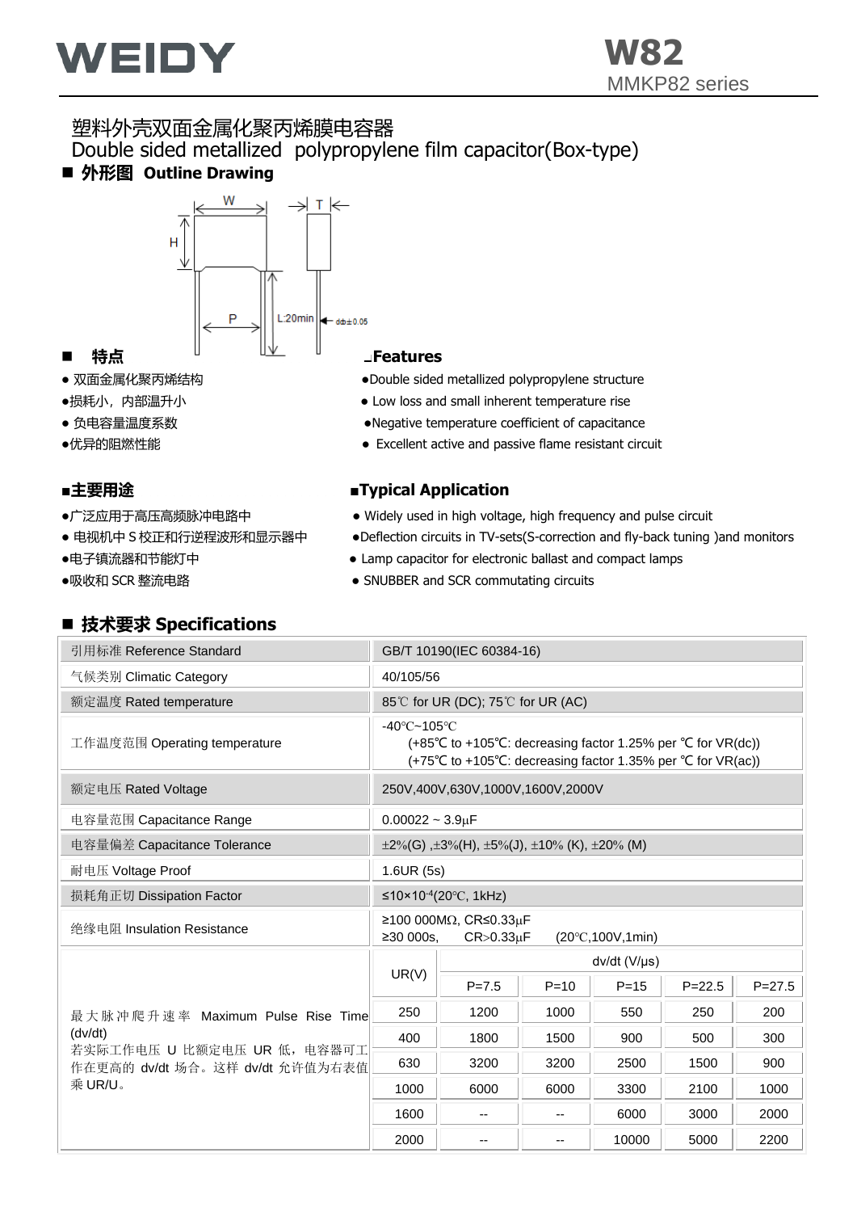# WEIDY

**W82**
MMKP82 series

## 塑料外壳双面金属化聚丙烯膜电容器
## Double sided metallized polypropylene film capacitor(Box-type)

### ■ 外形图 Outline Drawing

W　T　H　P　L:20min　d±0.05

### ■ 特点

- 双面金属化聚丙烯结构
- 损耗小，内部温升小
- 负电容量温度系数
- 优异的阻燃性能

### ■ Features

- Double sided metallized polypropylene structure
- Low loss and small inherent temperature rise
- Negative temperature coefficient of capacitance
- Excellent active and passive flame resistant circuit

### ■ 主要用途

- 广泛应用于高压高频脉冲电路中
- 电视机中 S 校正和行逆程波形和显示器中
- 电子镇流器和节能灯中
- 吸收和 SCR 整流电路

### ■ Typical Application

- Widely used in high voltage, high frequency and pulse circuit
- Deflection circuits in TV-sets(S-correction and fly-back tuning )and monitors
- Lamp capacitor for electronic ballast and compact lamps
- SNUBBER and SCR commutating circuits

### ■ 技术要求 Specifications

| 引用标准 Reference Standard | GB/T 10190(IEC 60384-16) |
|---|---|
| 气候类别 Climatic Category | 40/105/56 |
| 额定温度 Rated temperature | 85℃ for UR (DC); 75℃ for UR (AC) |
| 工作温度范围 Operating temperature | -40℃~105℃<br>(+85℃ to +105℃: decreasing factor 1.25% per ℃ for VR(dc))<br>(+75℃ to +105℃: decreasing factor 1.35% per ℃ for VR(ac)) |
| 额定电压 Rated Voltage | 250V,400V,630V,1000V,1600V,2000V |
| 电容量范围 Capacitance Range | 0.00022 ~ 3.9μF |
| 电容量偏差 Capacitance Tolerance | ±2%(G) ,±3%(H), ±5%(J), ±10% (K), ±20% (M) |
| 耐电压 Voltage Proof | 1.6UR (5s) |
| 损耗角正切 Dissipation Factor | ≤$10\times10^{-4}$(20℃, 1kHz) |
| 绝缘电阻 Insulation Resistance | ≥100 000MΩ, CR≤0.33μF<br>≥30 000s, CR>0.33μF (20℃,100V,1min) |

| 最大脉冲爬升速率 Maximum Pulse Rise Time (dv/dt)<br>若实际工作电压 U 比额定电压 UR 低，电容器可工作在更高的 dv/dt 场合。这样 dv/dt 允许值为右表值乘 UR/U。 | UR(V) | dv/dt (V/μs) | | | | |
|---|---|---|---|---|---|---|
| | | P=7.5 | P=10 | P=15 | P=22.5 | P=27.5 |
| | 250 | 1200 | 1000 | 550 | 250 | 200 |
| | 400 | 1800 | 1500 | 900 | 500 | 300 |
| | 630 | 3200 | 3200 | 2500 | 1500 | 900 |
| | 1000 | 6000 | 6000 | 3300 | 2100 | 1000 |
| | 1600 | -- | -- | 6000 | 3000 | 2000 |
| | 2000 | -- | -- | 10000 | 5000 | 2200 |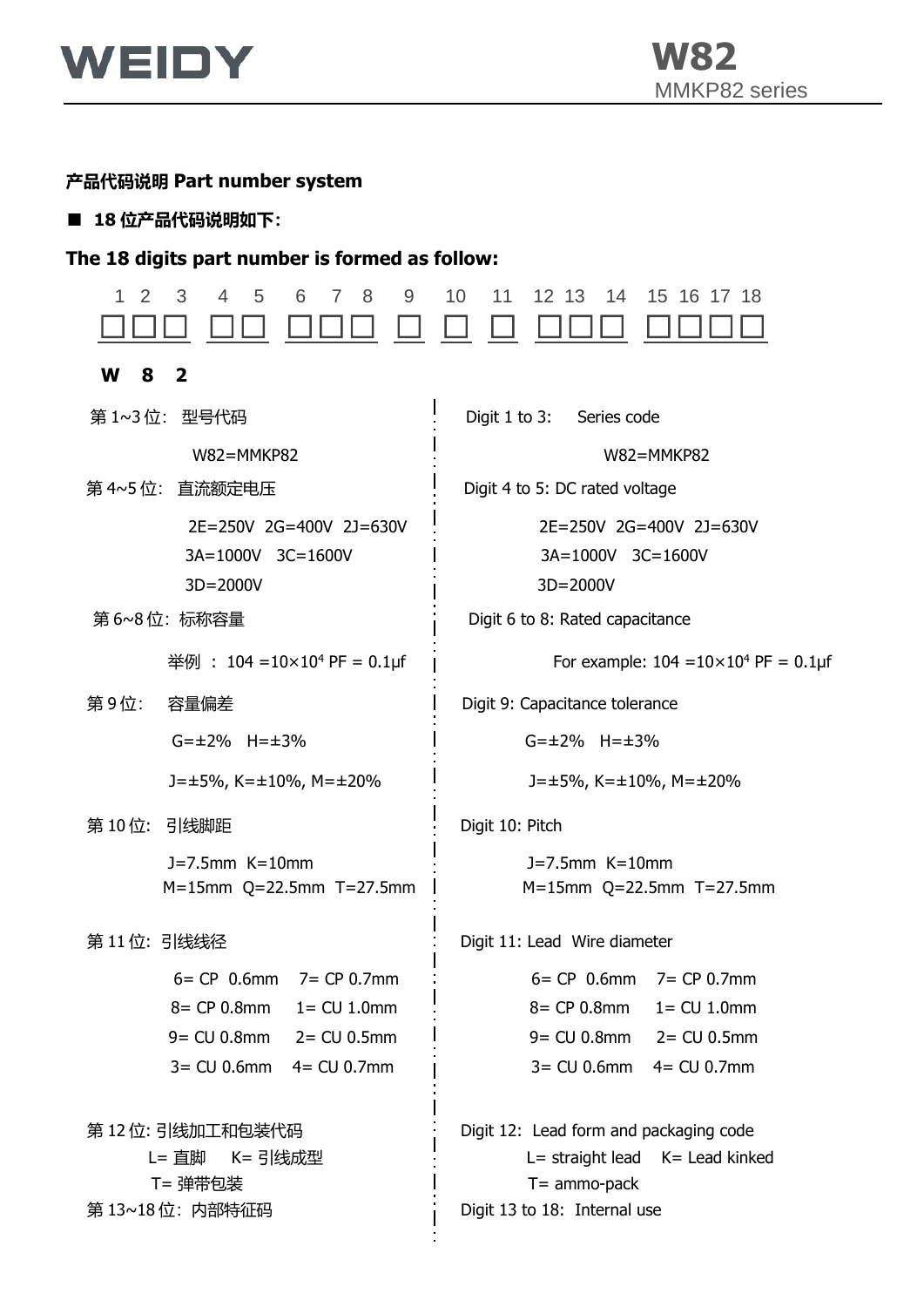## 产品代码说明 Part number system

■ **18 位产品代码说明如下：**

**The 18 digits part number is formed as follow:**

| 1 2 3 | 4 5 | 6 7 8 | 9 | 10 | 11 | 12 13 14 | 15 16 17 18 |
|---|---|---|---|---|---|---|---|
| □□□ | □□ | □□□ | □ | □ | □ | □□□ | □□□□ |
| W 8 2 | | | | | | | |

| 中文 | English |
|---|---|
| 第 1~3 位：型号代码<br>W82=MMKP82 | Digit 1 to 3: Series code<br>W82=MMKP82 |
| 第 4~5 位：直流额定电压<br>2E=250V 2G=400V 2J=630V<br>3A=1000V 3C=1600V<br>3D=2000V | Digit 4 to 5: DC rated voltage<br>2E=250V 2G=400V 2J=630V<br>3A=1000V 3C=1600V<br>3D=2000V |
| 第 6~8 位：标称容量<br>举例 ：104 =10×$10^4$ PF = 0.1μf | Digit 6 to 8: Rated capacitance<br>For example: 104 =10×$10^4$ PF = 0.1μf |
| 第 9 位：容量偏差<br>G=±2% H=±3%<br>J=±5%, K=±10%, M=±20% | Digit 9: Capacitance tolerance<br>G=±2% H=±3%<br>J=±5%, K=±10%, M=±20% |
| 第 10 位：引线脚距<br>J=7.5mm K=10mm<br>M=15mm Q=22.5mm T=27.5mm | Digit 10: Pitch<br>J=7.5mm K=10mm<br>M=15mm Q=22.5mm T=27.5mm |
| 第 11 位：引线线径<br>6= CP 0.6mm 7= CP 0.7mm<br>8= CP 0.8mm 1= CU 1.0mm<br>9= CU 0.8mm 2= CU 0.5mm<br>3= CU 0.6mm 4= CU 0.7mm | Digit 11: Lead Wire diameter<br>6= CP 0.6mm 7= CP 0.7mm<br>8= CP 0.8mm 1= CU 1.0mm<br>9= CU 0.8mm 2= CU 0.5mm<br>3= CU 0.6mm 4= CU 0.7mm |
| 第 12 位: 引线加工和包装代码<br>L= 直脚 K= 引线成型<br>T= 弹带包装 | Digit 12: Lead form and packaging code<br>L= straight lead K= Lead kinked<br>T= ammo-pack |
| 第 13~18 位：内部特征码 | Digit 13 to 18: Internal use |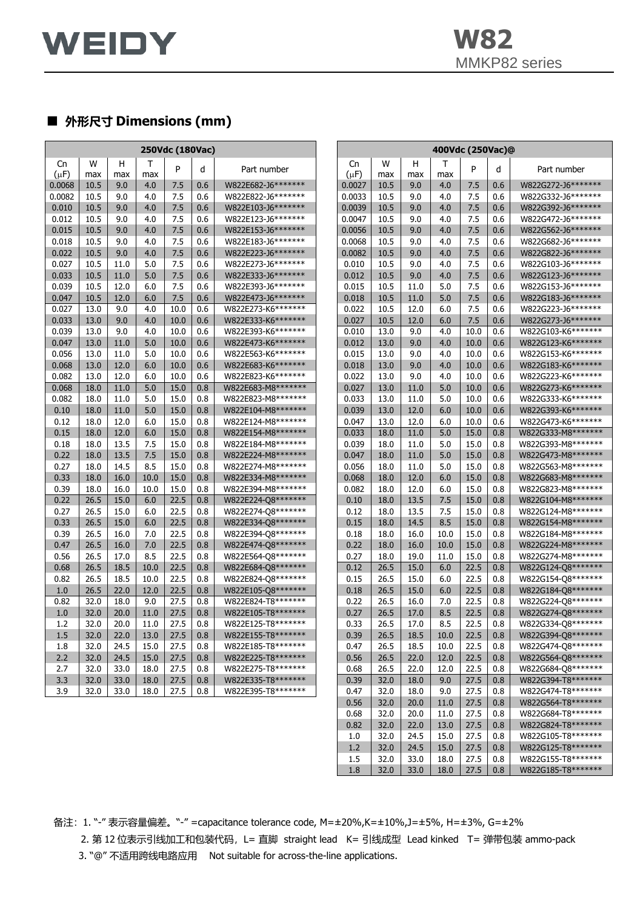## ■ 外形尺寸 Dimensions (mm)

| 250Vdc (180Vac) | | | | | | |
|---|---|---|---|---|---|---|
| Cn (μF) | W max | H max | T max | P | d | Part number |
| 0.0068 | 10.5 | 9.0 | 4.0 | 7.5 | 0.6 | W822E682-J6******* |
| 0.0082 | 10.5 | 9.0 | 4.0 | 7.5 | 0.6 | W822E822-J6******* |
| 0.010 | 10.5 | 9.0 | 4.0 | 7.5 | 0.6 | W822E103-J6******* |
| 0.012 | 10.5 | 9.0 | 4.0 | 7.5 | 0.6 | W822E123-J6******* |
| 0.015 | 10.5 | 9.0 | 4.0 | 7.5 | 0.6 | W822E153-J6******* |
| 0.018 | 10.5 | 9.0 | 4.0 | 7.5 | 0.6 | W822E183-J6******* |
| 0.022 | 10.5 | 9.0 | 4.0 | 7.5 | 0.6 | W822E223-J6******* |
| 0.027 | 10.5 | 11.0 | 5.0 | 7.5 | 0.6 | W822E273-J6******* |
| 0.033 | 10.5 | 11.0 | 5.0 | 7.5 | 0.6 | W822E333-J6******* |
| 0.039 | 10.5 | 12.0 | 6.0 | 7.5 | 0.6 | W822E393-J6******* |
| 0.047 | 10.5 | 12.0 | 6.0 | 7.5 | 0.6 | W822E473-J6******* |
| 0.027 | 13.0 | 9.0 | 4.0 | 10.0 | 0.6 | W822E273-K6******* |
| 0.033 | 13.0 | 9.0 | 4.0 | 10.0 | 0.6 | W822E333-K6******* |
| 0.039 | 13.0 | 9.0 | 4.0 | 10.0 | 0.6 | W822E393-K6******* |
| 0.047 | 13.0 | 11.0 | 5.0 | 10.0 | 0.6 | W822E473-K6******* |
| 0.056 | 13.0 | 11.0 | 5.0 | 10.0 | 0.6 | W822E563-K6******* |
| 0.068 | 13.0 | 12.0 | 6.0 | 10.0 | 0.6 | W822E683-K6******* |
| 0.082 | 13.0 | 12.0 | 6.0 | 10.0 | 0.6 | W822E823-K6******* |
| 0.068 | 18.0 | 11.0 | 5.0 | 15.0 | 0.8 | W822E683-M8******* |
| 0.082 | 18.0 | 11.0 | 5.0 | 15.0 | 0.8 | W822E823-M8******* |
| 0.10 | 18.0 | 11.0 | 5.0 | 15.0 | 0.8 | W822E104-M8******* |
| 0.12 | 18.0 | 12.0 | 6.0 | 15.0 | 0.8 | W822E124-M8******* |
| 0.15 | 18.0 | 12.0 | 6.0 | 15.0 | 0.8 | W822E154-M8******* |
| 0.18 | 18.0 | 13.5 | 7.5 | 15.0 | 0.8 | W822E184-M8******* |
| 0.22 | 18.0 | 13.5 | 7.5 | 15.0 | 0.8 | W822E224-M8******* |
| 0.27 | 18.0 | 14.5 | 8.5 | 15.0 | 0.8 | W822E274-M8******* |
| 0.33 | 18.0 | 16.0 | 10.0 | 15.0 | 0.8 | W822E334-M8******* |
| 0.39 | 18.0 | 16.0 | 10.0 | 15.0 | 0.8 | W822E394-M8******* |
| 0.22 | 26.5 | 15.0 | 6.0 | 22.5 | 0.8 | W822E224-Q8******* |
| 0.27 | 26.5 | 15.0 | 6.0 | 22.5 | 0.8 | W822E274-Q8******* |
| 0.33 | 26.5 | 15.0 | 6.0 | 22.5 | 0.8 | W822E334-Q8******* |
| 0.39 | 26.5 | 16.0 | 7.0 | 22.5 | 0.8 | W822E394-Q8******* |
| 0.47 | 26.5 | 16.0 | 7.0 | 22.5 | 0.8 | W822E474-Q8******* |
| 0.56 | 26.5 | 17.0 | 8.5 | 22.5 | 0.8 | W822E564-Q8******* |
| 0.68 | 26.5 | 18.5 | 10.0 | 22.5 | 0.8 | W822E684-Q8******* |
| 0.82 | 26.5 | 18.5 | 10.0 | 22.5 | 0.8 | W822E824-Q8******* |
| 1.0 | 26.5 | 22.0 | 12.0 | 22.5 | 0.8 | W822E105-Q8******* |
| 0.82 | 32.0 | 18.0 | 9.0 | 27.5 | 0.8 | W822E824-T8******* |
| 1.0 | 32.0 | 20.0 | 11.0 | 27.5 | 0.8 | W822E105-T8******* |
| 1.2 | 32.0 | 20.0 | 11.0 | 27.5 | 0.8 | W822E125-T8******* |
| 1.5 | 32.0 | 22.0 | 13.0 | 27.5 | 0.8 | W822E155-T8******* |
| 1.8 | 32.0 | 24.5 | 15.0 | 27.5 | 0.8 | W822E185-T8******* |
| 2.2 | 32.0 | 24.5 | 15.0 | 27.5 | 0.8 | W822E225-T8******* |
| 2.7 | 32.0 | 33.0 | 18.0 | 27.5 | 0.8 | W822E275-T8******* |
| 3.3 | 32.0 | 33.0 | 18.0 | 27.5 | 0.8 | W822E335-T8******* |
| 3.9 | 32.0 | 33.0 | 18.0 | 27.5 | 0.8 | W822E395-T8******* |

| 400Vdc (250Vac)@ | | | | | | |
|---|---|---|---|---|---|---|
| Cn (μF) | W max | H max | T max | P | d | Part number |
| 0.0027 | 10.5 | 9.0 | 4.0 | 7.5 | 0.6 | W822G272-J6******* |
| 0.0033 | 10.5 | 9.0 | 4.0 | 7.5 | 0.6 | W822G332-J6******* |
| 0.0039 | 10.5 | 9.0 | 4.0 | 7.5 | 0.6 | W822G392-J6******* |
| 0.0047 | 10.5 | 9.0 | 4.0 | 7.5 | 0.6 | W822G472-J6******* |
| 0.0056 | 10.5 | 9.0 | 4.0 | 7.5 | 0.6 | W822G562-J6******* |
| 0.0068 | 10.5 | 9.0 | 4.0 | 7.5 | 0.6 | W822G682-J6******* |
| 0.0082 | 10.5 | 9.0 | 4.0 | 7.5 | 0.6 | W822G822-J6******* |
| 0.010 | 10.5 | 9.0 | 4.0 | 7.5 | 0.6 | W822G103-J6******* |
| 0.012 | 10.5 | 9.0 | 4.0 | 7.5 | 0.6 | W822G123-J6******* |
| 0.015 | 10.5 | 11.0 | 5.0 | 7.5 | 0.6 | W822G153-J6******* |
| 0.018 | 10.5 | 11.0 | 5.0 | 7.5 | 0.6 | W822G183-J6******* |
| 0.022 | 10.5 | 12.0 | 6.0 | 7.5 | 0.6 | W822G223-J6******* |
| 0.027 | 10.5 | 12.0 | 6.0 | 7.5 | 0.6 | W822G273-J6******* |
| 0.010 | 13.0 | 9.0 | 4.0 | 10.0 | 0.6 | W822G103-K6******* |
| 0.012 | 13.0 | 9.0 | 4.0 | 10.0 | 0.6 | W822G123-K6******* |
| 0.015 | 13.0 | 9.0 | 4.0 | 10.0 | 0.6 | W822G153-K6******* |
| 0.018 | 13.0 | 9.0 | 4.0 | 10.0 | 0.6 | W822G183-K6******* |
| 0.022 | 13.0 | 9.0 | 4.0 | 10.0 | 0.6 | W822G223-K6******* |
| 0.027 | 13.0 | 11.0 | 5.0 | 10.0 | 0.6 | W822G273-K6******* |
| 0.033 | 13.0 | 11.0 | 5.0 | 10.0 | 0.6 | W822G333-K6******* |
| 0.039 | 13.0 | 12.0 | 6.0 | 10.0 | 0.6 | W822G393-K6******* |
| 0.047 | 13.0 | 12.0 | 6.0 | 10.0 | 0.6 | W822G473-K6******* |
| 0.033 | 18.0 | 11.0 | 5.0 | 15.0 | 0.8 | W822G333-M8******* |
| 0.039 | 18.0 | 11.0 | 5.0 | 15.0 | 0.8 | W822G393-M8******* |
| 0.047 | 18.0 | 11.0 | 5.0 | 15.0 | 0.8 | W822G473-M8******* |
| 0.056 | 18.0 | 11.0 | 5.0 | 15.0 | 0.8 | W822G563-M8******* |
| 0.068 | 18.0 | 12.0 | 6.0 | 15.0 | 0.8 | W822G683-M8******* |
| 0.082 | 18.0 | 12.0 | 6.0 | 15.0 | 0.8 | W822G823-M8******* |
| 0.10 | 18.0 | 13.5 | 7.5 | 15.0 | 0.8 | W822G104-M8******* |
| 0.12 | 18.0 | 13.5 | 7.5 | 15.0 | 0.8 | W822G124-M8******* |
| 0.15 | 18.0 | 14.5 | 8.5 | 15.0 | 0.8 | W822G154-M8******* |
| 0.18 | 18.0 | 16.0 | 10.0 | 15.0 | 0.8 | W822G184-M8******* |
| 0.22 | 18.0 | 16.0 | 10.0 | 15.0 | 0.8 | W822G224-M8******* |
| 0.27 | 18.0 | 19.0 | 11.0 | 15.0 | 0.8 | W822G274-M8******* |
| 0.12 | 26.5 | 15.0 | 6.0 | 22.5 | 0.8 | W822G124-Q8******* |
| 0.15 | 26.5 | 15.0 | 6.0 | 22.5 | 0.8 | W822G154-Q8******* |
| 0.18 | 26.5 | 15.0 | 6.0 | 22.5 | 0.8 | W822G184-Q8******* |
| 0.22 | 26.5 | 16.0 | 7.0 | 22.5 | 0.8 | W822G224-Q8******* |
| 0.27 | 26.5 | 17.0 | 8.5 | 22.5 | 0.8 | W822G274-Q8******* |
| 0.33 | 26.5 | 17.0 | 8.5 | 22.5 | 0.8 | W822G334-Q8******* |
| 0.39 | 26.5 | 18.5 | 10.0 | 22.5 | 0.8 | W822G394-Q8******* |
| 0.47 | 26.5 | 18.5 | 10.0 | 22.5 | 0.8 | W822G474-Q8******* |
| 0.56 | 26.5 | 22.0 | 12.0 | 22.5 | 0.8 | W822G564-Q8******* |
| 0.68 | 26.5 | 22.0 | 12.0 | 22.5 | 0.8 | W822G684-Q8******* |
| 0.39 | 32.0 | 18.0 | 9.0 | 27.5 | 0.8 | W822G394-T8******* |
| 0.47 | 32.0 | 18.0 | 9.0 | 27.5 | 0.8 | W822G474-T8******* |
| 0.56 | 32.0 | 20.0 | 11.0 | 27.5 | 0.8 | W822G564-T8******* |
| 0.68 | 32.0 | 20.0 | 11.0 | 27.5 | 0.8 | W822G684-T8******* |
| 0.82 | 32.0 | 22.0 | 13.0 | 27.5 | 0.8 | W822G824-T8******* |
| 1.0 | 32.0 | 24.5 | 15.0 | 27.5 | 0.8 | W822G105-T8******* |
| 1.2 | 32.0 | 24.5 | 15.0 | 27.5 | 0.8 | W822G125-T8******* |
| 1.5 | 32.0 | 33.0 | 18.0 | 27.5 | 0.8 | W822G155-T8******* |
| 1.8 | 32.0 | 33.0 | 18.0 | 27.5 | 0.8 | W822G185-T8******* |

备注：1. "-" 表示容量偏差。"-" =capacitance tolerance code, M=±20%,K=±10%,J=±5%, H=±3%, G=±2%

2. 第 12 位表示引线加工和包装代码，L= 直脚 straight lead K= 引线成型 Lead kinked T= 弹带包装 ammo-pack

3. "@" 不适用跨线电路应用 Not suitable for across-the-line applications.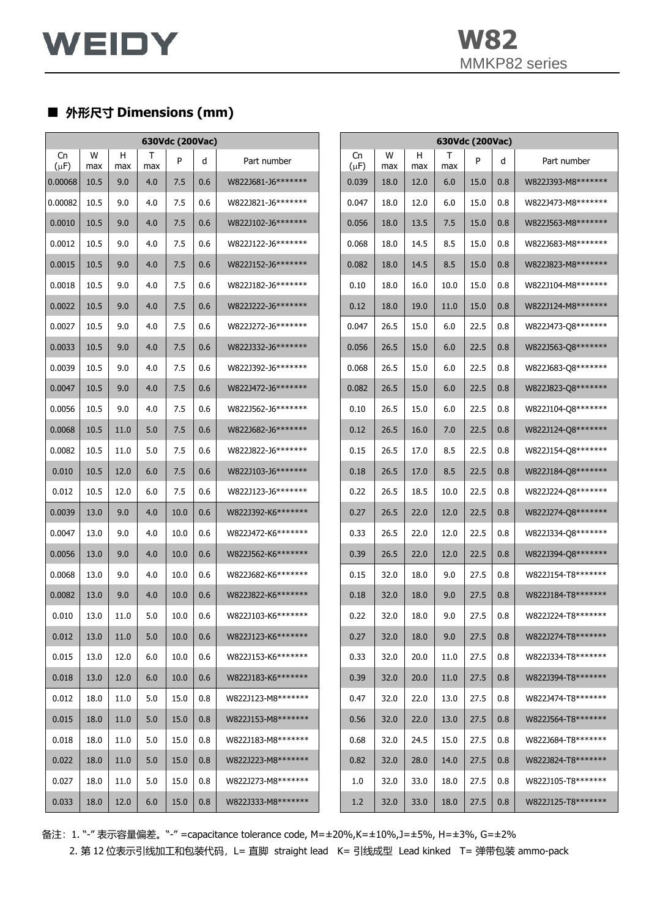## ■ 外形尺寸 Dimensions (mm)

| 630Vdc (200Vac) | | | | | | |
|---|---|---|---|---|---|---|
| Cn (μF) | W max | H max | T max | P | d | Part number |
| 0.00068 | 10.5 | 9.0 | 4.0 | 7.5 | 0.6 | W822J681-J6******* |
| 0.00082 | 10.5 | 9.0 | 4.0 | 7.5 | 0.6 | W822J821-J6******* |
| 0.0010 | 10.5 | 9.0 | 4.0 | 7.5 | 0.6 | W822J102-J6******* |
| 0.0012 | 10.5 | 9.0 | 4.0 | 7.5 | 0.6 | W822J122-J6******* |
| 0.0015 | 10.5 | 9.0 | 4.0 | 7.5 | 0.6 | W822J152-J6******* |
| 0.0018 | 10.5 | 9.0 | 4.0 | 7.5 | 0.6 | W822J182-J6******* |
| 0.0022 | 10.5 | 9.0 | 4.0 | 7.5 | 0.6 | W822J222-J6******* |
| 0.0027 | 10.5 | 9.0 | 4.0 | 7.5 | 0.6 | W822J272-J6******* |
| 0.0033 | 10.5 | 9.0 | 4.0 | 7.5 | 0.6 | W822J332-J6******* |
| 0.0039 | 10.5 | 9.0 | 4.0 | 7.5 | 0.6 | W822J392-J6******* |
| 0.0047 | 10.5 | 9.0 | 4.0 | 7.5 | 0.6 | W822J472-J6******* |
| 0.0056 | 10.5 | 9.0 | 4.0 | 7.5 | 0.6 | W822J562-J6******* |
| 0.0068 | 10.5 | 11.0 | 5.0 | 7.5 | 0.6 | W822J682-J6******* |
| 0.0082 | 10.5 | 11.0 | 5.0 | 7.5 | 0.6 | W822J822-J6******* |
| 0.010 | 10.5 | 12.0 | 6.0 | 7.5 | 0.6 | W822J103-J6******* |
| 0.012 | 10.5 | 12.0 | 6.0 | 7.5 | 0.6 | W822J123-J6******* |
| 0.0039 | 13.0 | 9.0 | 4.0 | 10.0 | 0.6 | W822J392-K6******* |
| 0.0047 | 13.0 | 9.0 | 4.0 | 10.0 | 0.6 | W822J472-K6******* |
| 0.0056 | 13.0 | 9.0 | 4.0 | 10.0 | 0.6 | W822J562-K6******* |
| 0.0068 | 13.0 | 9.0 | 4.0 | 10.0 | 0.6 | W822J682-K6******* |
| 0.0082 | 13.0 | 9.0 | 4.0 | 10.0 | 0.6 | W822J822-K6******* |
| 0.010 | 13.0 | 11.0 | 5.0 | 10.0 | 0.6 | W822J103-K6******* |
| 0.012 | 13.0 | 11.0 | 5.0 | 10.0 | 0.6 | W822J123-K6******* |
| 0.015 | 13.0 | 12.0 | 6.0 | 10.0 | 0.6 | W822J153-K6******* |
| 0.018 | 13.0 | 12.0 | 6.0 | 10.0 | 0.6 | W822J183-K6******* |
| 0.012 | 18.0 | 11.0 | 5.0 | 15.0 | 0.8 | W822J123-M8******* |
| 0.015 | 18.0 | 11.0 | 5.0 | 15.0 | 0.8 | W822J153-M8******* |
| 0.018 | 18.0 | 11.0 | 5.0 | 15.0 | 0.8 | W822J183-M8******* |
| 0.022 | 18.0 | 11.0 | 5.0 | 15.0 | 0.8 | W822J223-M8******* |
| 0.027 | 18.0 | 11.0 | 5.0 | 15.0 | 0.8 | W822J273-M8******* |
| 0.033 | 18.0 | 12.0 | 6.0 | 15.0 | 0.8 | W822J333-M8******* |

| 630Vdc (200Vac) | | | | | | |
|---|---|---|---|---|---|---|
| Cn (μF) | W max | H max | T max | P | d | Part number |
| 0.039 | 18.0 | 12.0 | 6.0 | 15.0 | 0.8 | W822J393-M8******* |
| 0.047 | 18.0 | 12.0 | 6.0 | 15.0 | 0.8 | W822J473-M8******* |
| 0.056 | 18.0 | 13.5 | 7.5 | 15.0 | 0.8 | W822J563-M8******* |
| 0.068 | 18.0 | 14.5 | 8.5 | 15.0 | 0.8 | W822J683-M8******* |
| 0.082 | 18.0 | 14.5 | 8.5 | 15.0 | 0.8 | W822J823-M8******* |
| 0.10 | 18.0 | 16.0 | 10.0 | 15.0 | 0.8 | W822J104-M8******* |
| 0.12 | 18.0 | 19.0 | 11.0 | 15.0 | 0.8 | W822J124-M8******* |
| 0.047 | 26.5 | 15.0 | 6.0 | 22.5 | 0.8 | W822J473-Q8******* |
| 0.056 | 26.5 | 15.0 | 6.0 | 22.5 | 0.8 | W822J563-Q8******* |
| 0.068 | 26.5 | 15.0 | 6.0 | 22.5 | 0.8 | W822J683-Q8******* |
| 0.082 | 26.5 | 15.0 | 6.0 | 22.5 | 0.8 | W822J823-Q8******* |
| 0.10 | 26.5 | 15.0 | 6.0 | 22.5 | 0.8 | W822J104-Q8******* |
| 0.12 | 26.5 | 16.0 | 7.0 | 22.5 | 0.8 | W822J124-Q8******* |
| 0.15 | 26.5 | 17.0 | 8.5 | 22.5 | 0.8 | W822J154-Q8******* |
| 0.18 | 26.5 | 17.0 | 8.5 | 22.5 | 0.8 | W822J184-Q8******* |
| 0.22 | 26.5 | 18.5 | 10.0 | 22.5 | 0.8 | W822J224-Q8******* |
| 0.27 | 26.5 | 22.0 | 12.0 | 22.5 | 0.8 | W822J274-Q8******* |
| 0.33 | 26.5 | 22.0 | 12.0 | 22.5 | 0.8 | W822J334-Q8******* |
| 0.39 | 26.5 | 22.0 | 12.0 | 22.5 | 0.8 | W822J394-Q8******* |
| 0.15 | 32.0 | 18.0 | 9.0 | 27.5 | 0.8 | W822J154-T8******* |
| 0.18 | 32.0 | 18.0 | 9.0 | 27.5 | 0.8 | W822J184-T8******* |
| 0.22 | 32.0 | 18.0 | 9.0 | 27.5 | 0.8 | W822J224-T8******* |
| 0.27 | 32.0 | 18.0 | 9.0 | 27.5 | 0.8 | W822J274-T8******* |
| 0.33 | 32.0 | 20.0 | 11.0 | 27.5 | 0.8 | W822J334-T8******* |
| 0.39 | 32.0 | 20.0 | 11.0 | 27.5 | 0.8 | W822J394-T8******* |
| 0.47 | 32.0 | 22.0 | 13.0 | 27.5 | 0.8 | W822J474-T8******* |
| 0.56 | 32.0 | 22.0 | 13.0 | 27.5 | 0.8 | W822J564-T8******* |
| 0.68 | 32.0 | 24.5 | 15.0 | 27.5 | 0.8 | W822J684-T8******* |
| 0.82 | 32.0 | 28.0 | 14.0 | 27.5 | 0.8 | W822J824-T8******* |
| 1.0 | 32.0 | 33.0 | 18.0 | 27.5 | 0.8 | W822J105-T8******* |
| 1.2 | 32.0 | 33.0 | 18.0 | 27.5 | 0.8 | W822J125-T8******* |

备注：1. "-" 表示容量偏差。"-" =capacitance tolerance code, M=±20%,K=±10%,J=±5%, H=±3%, G=±2%

2. 第 12 位表示引线加工和包装代码，L= 直脚 straight lead K= 引线成型 Lead kinked T= 弹带包装 ammo-pack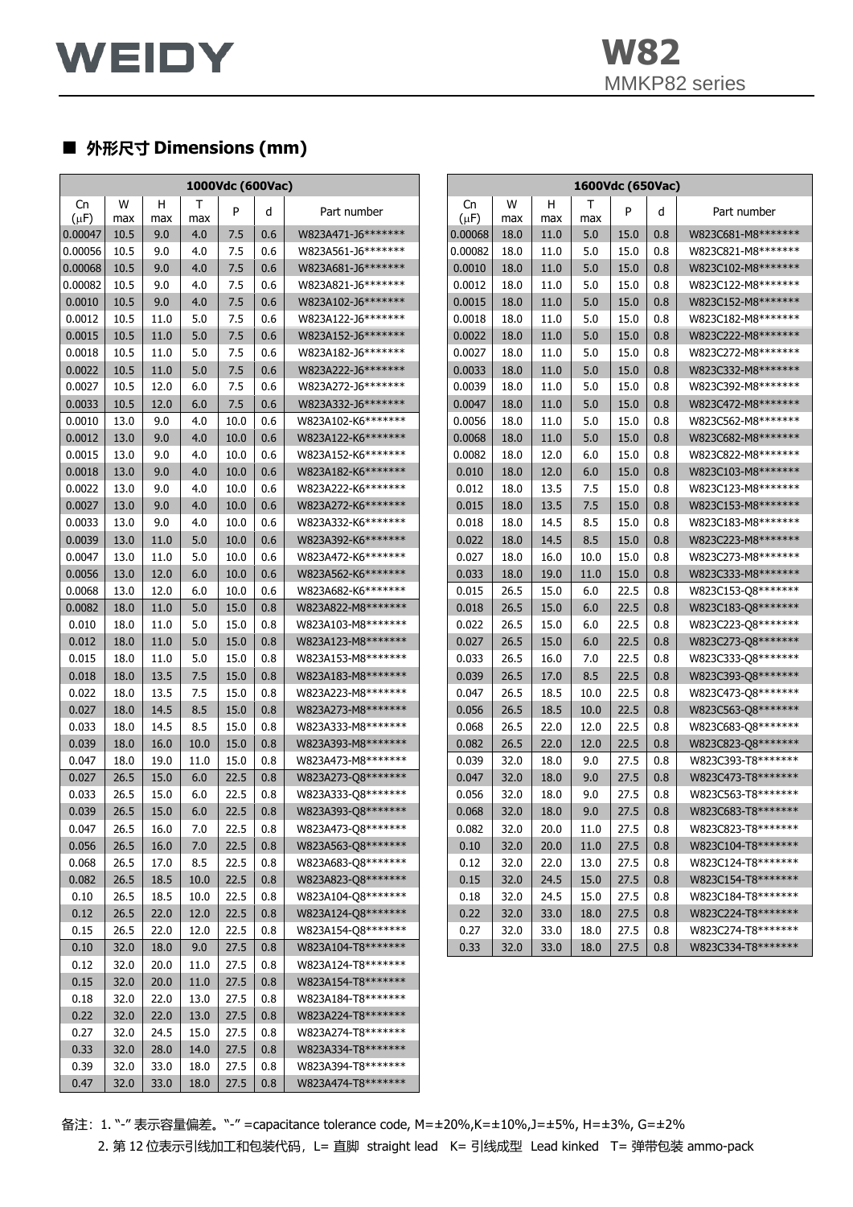## ■ 外形尺寸 Dimensions (mm)

| 1000Vdc (600Vac) | | | | | | |
|---|---|---|---|---|---|---|
| Cn (μF) | W max | H max | T max | P | d | Part number |
| 0.00047 | 10.5 | 9.0 | 4.0 | 7.5 | 0.6 | W823A471-J6******* |
| 0.00056 | 10.5 | 9.0 | 4.0 | 7.5 | 0.6 | W823A561-J6******* |
| 0.00068 | 10.5 | 9.0 | 4.0 | 7.5 | 0.6 | W823A681-J6******* |
| 0.00082 | 10.5 | 9.0 | 4.0 | 7.5 | 0.6 | W823A821-J6******* |
| 0.0010 | 10.5 | 9.0 | 4.0 | 7.5 | 0.6 | W823A102-J6******* |
| 0.0012 | 10.5 | 11.0 | 5.0 | 7.5 | 0.6 | W823A122-J6******* |
| 0.0015 | 10.5 | 11.0 | 5.0 | 7.5 | 0.6 | W823A152-J6******* |
| 0.0018 | 10.5 | 11.0 | 5.0 | 7.5 | 0.6 | W823A182-J6******* |
| 0.0022 | 10.5 | 11.0 | 5.0 | 7.5 | 0.6 | W823A222-J6******* |
| 0.0027 | 10.5 | 12.0 | 6.0 | 7.5 | 0.6 | W823A272-J6******* |
| 0.0033 | 10.5 | 12.0 | 6.0 | 7.5 | 0.6 | W823A332-J6******* |
| 0.0010 | 13.0 | 9.0 | 4.0 | 10.0 | 0.6 | W823A102-K6******* |
| 0.0012 | 13.0 | 9.0 | 4.0 | 10.0 | 0.6 | W823A122-K6******* |
| 0.0015 | 13.0 | 9.0 | 4.0 | 10.0 | 0.6 | W823A152-K6******* |
| 0.0018 | 13.0 | 9.0 | 4.0 | 10.0 | 0.6 | W823A182-K6******* |
| 0.0022 | 13.0 | 9.0 | 4.0 | 10.0 | 0.6 | W823A222-K6******* |
| 0.0027 | 13.0 | 9.0 | 4.0 | 10.0 | 0.6 | W823A272-K6******* |
| 0.0033 | 13.0 | 9.0 | 4.0 | 10.0 | 0.6 | W823A332-K6******* |
| 0.0039 | 13.0 | 11.0 | 5.0 | 10.0 | 0.6 | W823A392-K6******* |
| 0.0047 | 13.0 | 11.0 | 5.0 | 10.0 | 0.6 | W823A472-K6******* |
| 0.0056 | 13.0 | 12.0 | 6.0 | 10.0 | 0.6 | W823A562-K6******* |
| 0.0068 | 13.0 | 12.0 | 6.0 | 10.0 | 0.6 | W823A682-K6******* |
| 0.0082 | 18.0 | 11.0 | 5.0 | 15.0 | 0.8 | W823A822-M8******* |
| 0.010 | 18.0 | 11.0 | 5.0 | 15.0 | 0.8 | W823A103-M8******* |
| 0.012 | 18.0 | 11.0 | 5.0 | 15.0 | 0.8 | W823A123-M8******* |
| 0.015 | 18.0 | 11.0 | 5.0 | 15.0 | 0.8 | W823A153-M8******* |
| 0.018 | 18.0 | 13.5 | 7.5 | 15.0 | 0.8 | W823A183-M8******* |
| 0.022 | 18.0 | 13.5 | 7.5 | 15.0 | 0.8 | W823A223-M8******* |
| 0.027 | 18.0 | 14.5 | 8.5 | 15.0 | 0.8 | W823A273-M8******* |
| 0.033 | 18.0 | 14.5 | 8.5 | 15.0 | 0.8 | W823A333-M8******* |
| 0.039 | 18.0 | 16.0 | 10.0 | 15.0 | 0.8 | W823A393-M8******* |
| 0.047 | 18.0 | 19.0 | 11.0 | 15.0 | 0.8 | W823A473-M8******* |
| 0.027 | 26.5 | 15.0 | 6.0 | 22.5 | 0.8 | W823A273-Q8******* |
| 0.033 | 26.5 | 15.0 | 6.0 | 22.5 | 0.8 | W823A333-Q8******* |
| 0.039 | 26.5 | 15.0 | 6.0 | 22.5 | 0.8 | W823A393-Q8******* |
| 0.047 | 26.5 | 16.0 | 7.0 | 22.5 | 0.8 | W823A473-Q8******* |
| 0.056 | 26.5 | 16.0 | 7.0 | 22.5 | 0.8 | W823A563-Q8******* |
| 0.068 | 26.5 | 17.0 | 8.5 | 22.5 | 0.8 | W823A683-Q8******* |
| 0.082 | 26.5 | 18.5 | 10.0 | 22.5 | 0.8 | W823A823-Q8******* |
| 0.10 | 26.5 | 18.5 | 10.0 | 22.5 | 0.8 | W823A104-Q8******* |
| 0.12 | 26.5 | 22.0 | 12.0 | 22.5 | 0.8 | W823A124-Q8******* |
| 0.15 | 26.5 | 22.0 | 12.0 | 22.5 | 0.8 | W823A154-Q8******* |
| 0.10 | 32.0 | 18.0 | 9.0 | 27.5 | 0.8 | W823A104-T8******* |
| 0.12 | 32.0 | 20.0 | 11.0 | 27.5 | 0.8 | W823A124-T8******* |
| 0.15 | 32.0 | 20.0 | 11.0 | 27.5 | 0.8 | W823A154-T8******* |
| 0.18 | 32.0 | 22.0 | 13.0 | 27.5 | 0.8 | W823A184-T8******* |
| 0.22 | 32.0 | 22.0 | 13.0 | 27.5 | 0.8 | W823A224-T8******* |
| 0.27 | 32.0 | 24.5 | 15.0 | 27.5 | 0.8 | W823A274-T8******* |
| 0.33 | 32.0 | 28.0 | 14.0 | 27.5 | 0.8 | W823A334-T8******* |
| 0.39 | 32.0 | 33.0 | 18.0 | 27.5 | 0.8 | W823A394-T8******* |
| 0.47 | 32.0 | 33.0 | 18.0 | 27.5 | 0.8 | W823A474-T8******* |

| 1600Vdc (650Vac) | | | | | | |
|---|---|---|---|---|---|---|
| Cn (μF) | W max | H max | T max | P | d | Part number |
| 0.00068 | 18.0 | 11.0 | 5.0 | 15.0 | 0.8 | W823C681-M8******* |
| 0.00082 | 18.0 | 11.0 | 5.0 | 15.0 | 0.8 | W823C821-M8******* |
| 0.0010 | 18.0 | 11.0 | 5.0 | 15.0 | 0.8 | W823C102-M8******* |
| 0.0012 | 18.0 | 11.0 | 5.0 | 15.0 | 0.8 | W823C122-M8******* |
| 0.0015 | 18.0 | 11.0 | 5.0 | 15.0 | 0.8 | W823C152-M8******* |
| 0.0018 | 18.0 | 11.0 | 5.0 | 15.0 | 0.8 | W823C182-M8******* |
| 0.0022 | 18.0 | 11.0 | 5.0 | 15.0 | 0.8 | W823C222-M8******* |
| 0.0027 | 18.0 | 11.0 | 5.0 | 15.0 | 0.8 | W823C272-M8******* |
| 0.0033 | 18.0 | 11.0 | 5.0 | 15.0 | 0.8 | W823C332-M8******* |
| 0.0039 | 18.0 | 11.0 | 5.0 | 15.0 | 0.8 | W823C392-M8******* |
| 0.0047 | 18.0 | 11.0 | 5.0 | 15.0 | 0.8 | W823C472-M8******* |
| 0.0056 | 18.0 | 11.0 | 5.0 | 15.0 | 0.8 | W823C562-M8******* |
| 0.0068 | 18.0 | 11.0 | 5.0 | 15.0 | 0.8 | W823C682-M8******* |
| 0.0082 | 18.0 | 12.0 | 6.0 | 15.0 | 0.8 | W823C822-M8******* |
| 0.010 | 18.0 | 12.0 | 6.0 | 15.0 | 0.8 | W823C103-M8******* |
| 0.012 | 18.0 | 13.5 | 7.5 | 15.0 | 0.8 | W823C123-M8******* |
| 0.015 | 18.0 | 13.5 | 7.5 | 15.0 | 0.8 | W823C153-M8******* |
| 0.018 | 18.0 | 14.5 | 8.5 | 15.0 | 0.8 | W823C183-M8******* |
| 0.022 | 18.0 | 14.5 | 8.5 | 15.0 | 0.8 | W823C223-M8******* |
| 0.027 | 18.0 | 16.0 | 10.0 | 15.0 | 0.8 | W823C273-M8******* |
| 0.033 | 18.0 | 19.0 | 11.0 | 15.0 | 0.8 | W823C333-M8******* |
| 0.015 | 26.5 | 15.0 | 6.0 | 22.5 | 0.8 | W823C153-Q8******* |
| 0.018 | 26.5 | 15.0 | 6.0 | 22.5 | 0.8 | W823C183-Q8******* |
| 0.022 | 26.5 | 15.0 | 6.0 | 22.5 | 0.8 | W823C223-Q8******* |
| 0.027 | 26.5 | 15.0 | 6.0 | 22.5 | 0.8 | W823C273-Q8******* |
| 0.033 | 26.5 | 16.0 | 7.0 | 22.5 | 0.8 | W823C333-Q8******* |
| 0.039 | 26.5 | 17.0 | 8.5 | 22.5 | 0.8 | W823C393-Q8******* |
| 0.047 | 26.5 | 18.5 | 10.0 | 22.5 | 0.8 | W823C473-Q8******* |
| 0.056 | 26.5 | 18.5 | 10.0 | 22.5 | 0.8 | W823C563-Q8******* |
| 0.068 | 26.5 | 22.0 | 12.0 | 22.5 | 0.8 | W823C683-Q8******* |
| 0.082 | 26.5 | 22.0 | 12.0 | 22.5 | 0.8 | W823C823-Q8******* |
| 0.039 | 32.0 | 18.0 | 9.0 | 27.5 | 0.8 | W823C393-T8******* |
| 0.047 | 32.0 | 18.0 | 9.0 | 27.5 | 0.8 | W823C473-T8******* |
| 0.056 | 32.0 | 18.0 | 9.0 | 27.5 | 0.8 | W823C563-T8******* |
| 0.068 | 32.0 | 18.0 | 9.0 | 27.5 | 0.8 | W823C683-T8******* |
| 0.082 | 32.0 | 20.0 | 11.0 | 27.5 | 0.8 | W823C823-T8******* |
| 0.10 | 32.0 | 20.0 | 11.0 | 27.5 | 0.8 | W823C104-T8******* |
| 0.12 | 32.0 | 22.0 | 13.0 | 27.5 | 0.8 | W823C124-T8******* |
| 0.15 | 32.0 | 24.5 | 15.0 | 27.5 | 0.8 | W823C154-T8******* |
| 0.18 | 32.0 | 24.5 | 15.0 | 27.5 | 0.8 | W823C184-T8******* |
| 0.22 | 32.0 | 33.0 | 18.0 | 27.5 | 0.8 | W823C224-T8******* |
| 0.27 | 32.0 | 33.0 | 18.0 | 27.5 | 0.8 | W823C274-T8******* |
| 0.33 | 32.0 | 33.0 | 18.0 | 27.5 | 0.8 | W823C334-T8******* |

备注：1. "-" 表示容量偏差。"-" =capacitance tolerance code, M=±20%,K=±10%,J=±5%, H=±3%, G=±2%

2. 第 12 位表示引线加工和包装代码，L= 直脚 straight lead K= 引线成型 Lead kinked T= 弹带包装 ammo-pack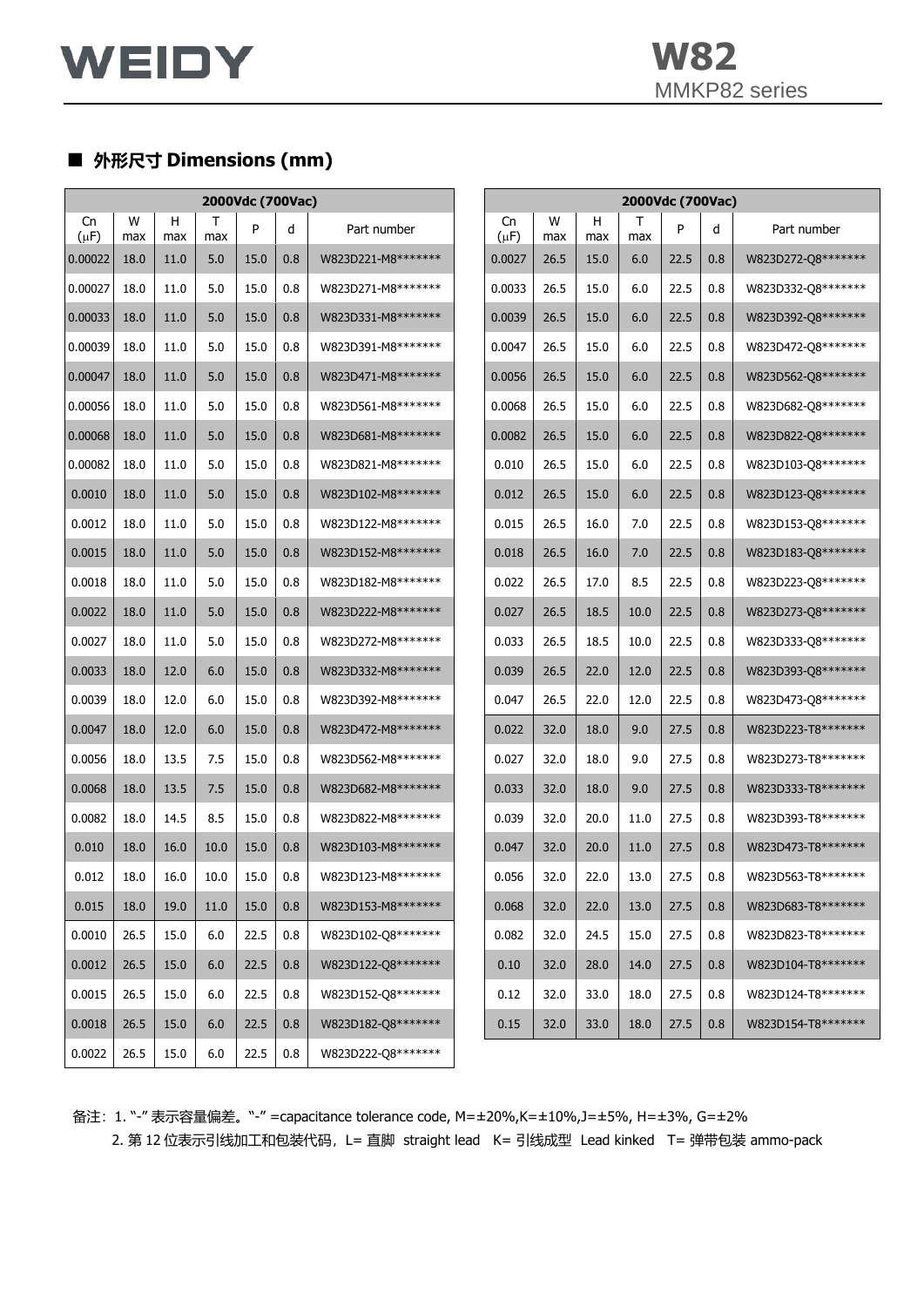## ■ 外形尺寸 Dimensions (mm)

| 2000Vdc (700Vac) | | | | | | |
|---|---|---|---|---|---|---|
| Cn (μF) | W max | H max | T max | P | d | Part number |
| 0.00022 | 18.0 | 11.0 | 5.0 | 15.0 | 0.8 | W823D221-M8******* |
| 0.00027 | 18.0 | 11.0 | 5.0 | 15.0 | 0.8 | W823D271-M8******* |
| 0.00033 | 18.0 | 11.0 | 5.0 | 15.0 | 0.8 | W823D331-M8******* |
| 0.00039 | 18.0 | 11.0 | 5.0 | 15.0 | 0.8 | W823D391-M8******* |
| 0.00047 | 18.0 | 11.0 | 5.0 | 15.0 | 0.8 | W823D471-M8******* |
| 0.00056 | 18.0 | 11.0 | 5.0 | 15.0 | 0.8 | W823D561-M8******* |
| 0.00068 | 18.0 | 11.0 | 5.0 | 15.0 | 0.8 | W823D681-M8******* |
| 0.00082 | 18.0 | 11.0 | 5.0 | 15.0 | 0.8 | W823D821-M8******* |
| 0.0010 | 18.0 | 11.0 | 5.0 | 15.0 | 0.8 | W823D102-M8******* |
| 0.0012 | 18.0 | 11.0 | 5.0 | 15.0 | 0.8 | W823D122-M8******* |
| 0.0015 | 18.0 | 11.0 | 5.0 | 15.0 | 0.8 | W823D152-M8******* |
| 0.0018 | 18.0 | 11.0 | 5.0 | 15.0 | 0.8 | W823D182-M8******* |
| 0.0022 | 18.0 | 11.0 | 5.0 | 15.0 | 0.8 | W823D222-M8******* |
| 0.0027 | 18.0 | 11.0 | 5.0 | 15.0 | 0.8 | W823D272-M8******* |
| 0.0033 | 18.0 | 12.0 | 6.0 | 15.0 | 0.8 | W823D332-M8******* |
| 0.0039 | 18.0 | 12.0 | 6.0 | 15.0 | 0.8 | W823D392-M8******* |
| 0.0047 | 18.0 | 12.0 | 6.0 | 15.0 | 0.8 | W823D472-M8******* |
| 0.0056 | 18.0 | 13.5 | 7.5 | 15.0 | 0.8 | W823D562-M8******* |
| 0.0068 | 18.0 | 13.5 | 7.5 | 15.0 | 0.8 | W823D682-M8******* |
| 0.0082 | 18.0 | 14.5 | 8.5 | 15.0 | 0.8 | W823D822-M8******* |
| 0.010 | 18.0 | 16.0 | 10.0 | 15.0 | 0.8 | W823D103-M8******* |
| 0.012 | 18.0 | 16.0 | 10.0 | 15.0 | 0.8 | W823D123-M8******* |
| 0.015 | 18.0 | 19.0 | 11.0 | 15.0 | 0.8 | W823D153-M8******* |
| 0.0010 | 26.5 | 15.0 | 6.0 | 22.5 | 0.8 | W823D102-Q8******* |
| 0.0012 | 26.5 | 15.0 | 6.0 | 22.5 | 0.8 | W823D122-Q8******* |
| 0.0015 | 26.5 | 15.0 | 6.0 | 22.5 | 0.8 | W823D152-Q8******* |
| 0.0018 | 26.5 | 15.0 | 6.0 | 22.5 | 0.8 | W823D182-Q8******* |
| 0.0022 | 26.5 | 15.0 | 6.0 | 22.5 | 0.8 | W823D222-Q8******* |

| 2000Vdc (700Vac) | | | | | | |
|---|---|---|---|---|---|---|
| Cn (μF) | W max | H max | T max | P | d | Part number |
| 0.0027 | 26.5 | 15.0 | 6.0 | 22.5 | 0.8 | W823D272-Q8******* |
| 0.0033 | 26.5 | 15.0 | 6.0 | 22.5 | 0.8 | W823D332-Q8******* |
| 0.0039 | 26.5 | 15.0 | 6.0 | 22.5 | 0.8 | W823D392-Q8******* |
| 0.0047 | 26.5 | 15.0 | 6.0 | 22.5 | 0.8 | W823D472-Q8******* |
| 0.0056 | 26.5 | 15.0 | 6.0 | 22.5 | 0.8 | W823D562-Q8******* |
| 0.0068 | 26.5 | 15.0 | 6.0 | 22.5 | 0.8 | W823D682-Q8******* |
| 0.0082 | 26.5 | 15.0 | 6.0 | 22.5 | 0.8 | W823D822-Q8******* |
| 0.010 | 26.5 | 15.0 | 6.0 | 22.5 | 0.8 | W823D103-Q8******* |
| 0.012 | 26.5 | 15.0 | 6.0 | 22.5 | 0.8 | W823D123-Q8******* |
| 0.015 | 26.5 | 16.0 | 7.0 | 22.5 | 0.8 | W823D153-Q8******* |
| 0.018 | 26.5 | 16.0 | 7.0 | 22.5 | 0.8 | W823D183-Q8******* |
| 0.022 | 26.5 | 17.0 | 8.5 | 22.5 | 0.8 | W823D223-Q8******* |
| 0.027 | 26.5 | 18.5 | 10.0 | 22.5 | 0.8 | W823D273-Q8******* |
| 0.033 | 26.5 | 18.5 | 10.0 | 22.5 | 0.8 | W823D333-Q8******* |
| 0.039 | 26.5 | 22.0 | 12.0 | 22.5 | 0.8 | W823D393-Q8******* |
| 0.047 | 26.5 | 22.0 | 12.0 | 22.5 | 0.8 | W823D473-Q8******* |
| 0.022 | 32.0 | 18.0 | 9.0 | 27.5 | 0.8 | W823D223-T8******* |
| 0.027 | 32.0 | 18.0 | 9.0 | 27.5 | 0.8 | W823D273-T8******* |
| 0.033 | 32.0 | 18.0 | 9.0 | 27.5 | 0.8 | W823D333-T8******* |
| 0.039 | 32.0 | 20.0 | 11.0 | 27.5 | 0.8 | W823D393-T8******* |
| 0.047 | 32.0 | 20.0 | 11.0 | 27.5 | 0.8 | W823D473-T8******* |
| 0.056 | 32.0 | 22.0 | 13.0 | 27.5 | 0.8 | W823D563-T8******* |
| 0.068 | 32.0 | 22.0 | 13.0 | 27.5 | 0.8 | W823D683-T8******* |
| 0.082 | 32.0 | 24.5 | 15.0 | 27.5 | 0.8 | W823D823-T8******* |
| 0.10 | 32.0 | 28.0 | 14.0 | 27.5 | 0.8 | W823D104-T8******* |
| 0.12 | 32.0 | 33.0 | 18.0 | 27.5 | 0.8 | W823D124-T8******* |
| 0.15 | 32.0 | 33.0 | 18.0 | 27.5 | 0.8 | W823D154-T8******* |

备注：1. "-" 表示容量偏差。"-" =capacitance tolerance code, M=±20%,K=±10%,J=±5%, H=±3%, G=±2%

2. 第 12 位表示引线加工和包装代码，L= 直脚 straight lead K= 引线成型 Lead kinked T= 弹带包装 ammo-pack